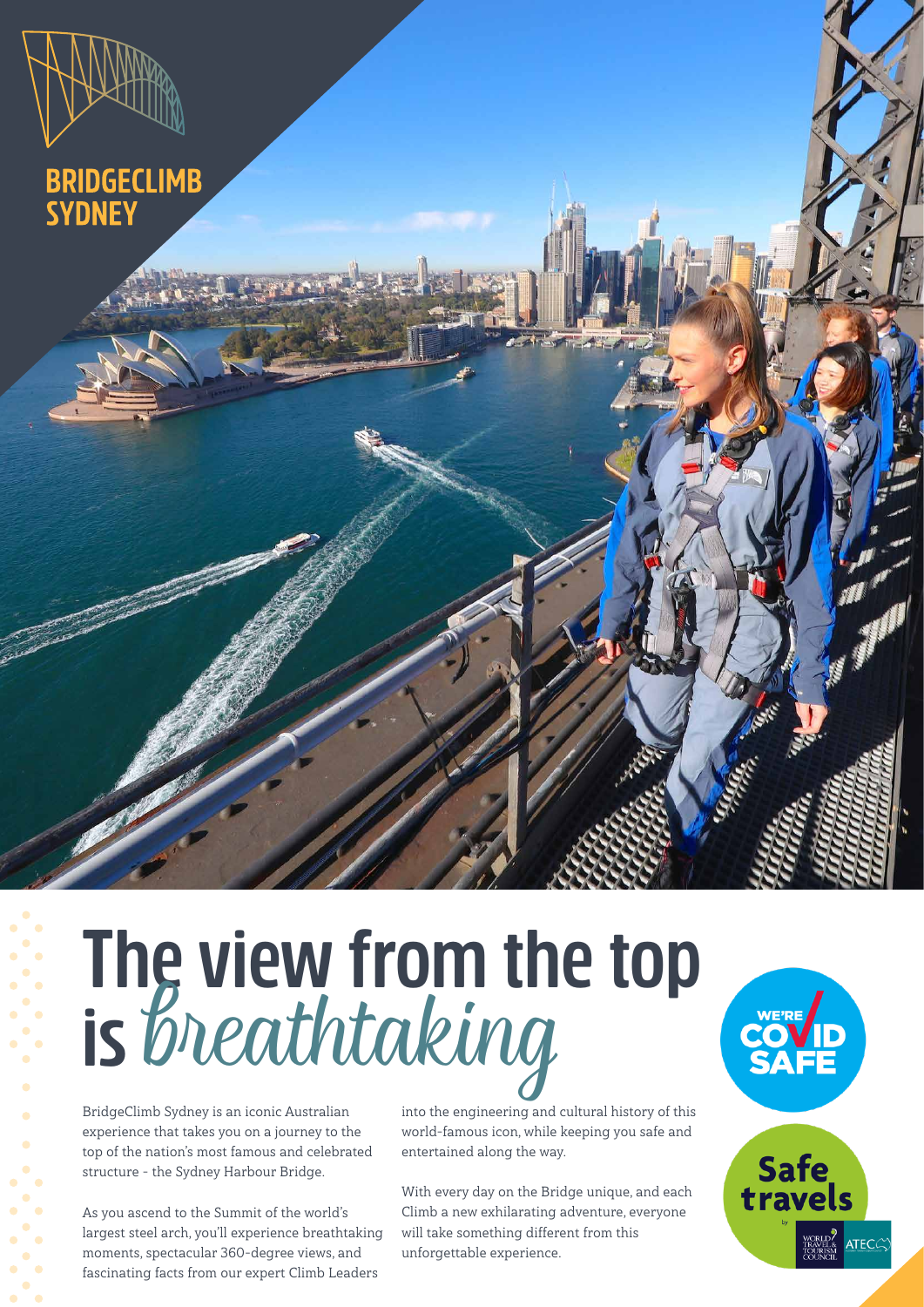**BRIDGECLIMB SYDNEY**

# The view from the top is *breathtaking*

BridgeClimb Sydney is an iconic Australian experience that takes you on a journey to the top of the nation's most famous and celebrated structure - the Sydney Harbour Bridge.

As you ascend to the Summit of the world's largest steel arch, you'll experience breathtaking moments, spectacular 360-degree views, and fascinating facts from our expert Climb Leaders into the engineering and cultural history of this world-famous icon, while keeping you safe and entertained along the way.

With every day on the Bridge unique, and each Climb a new exhilarating adventure, everyone will take something different from this unforgettable experience.

WE'RE COVID SAFE

Safe travels by WORLD TRAVEL & TOURISM COUNCIL ATEC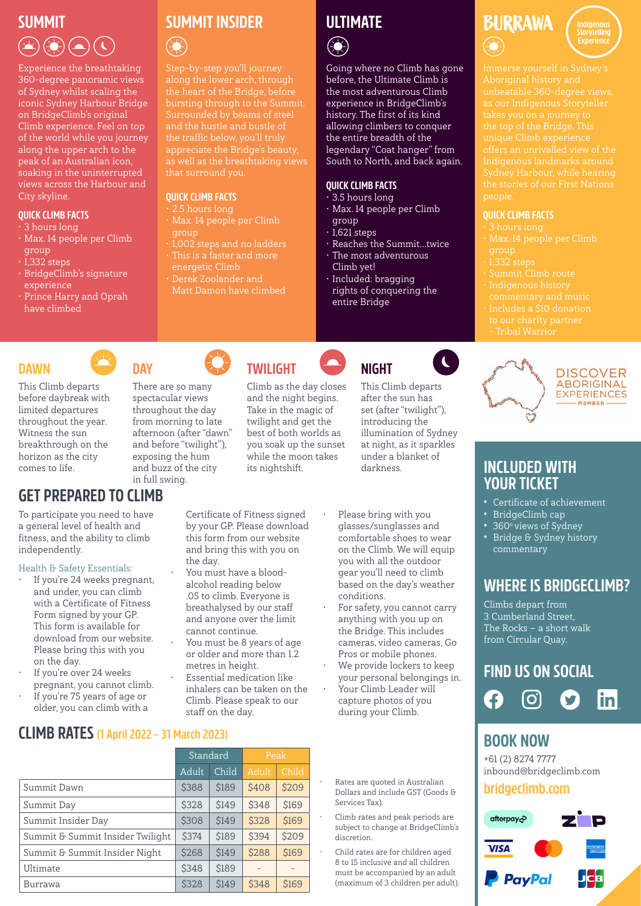## SUMMIT

Experience the breathtaking 360-degree panoramic views of Sydney whilst scaling the iconic Sydney Harbour Bridge on BridgeClimb's original Climb experience. Feel on top of the world while you journey along the upper arch to the peak of an Australian icon, soaking in the uninterrupted views across the Harbour and City skyline.

### QUICK CLIMB FACTS

- 3 hours long
- Max. 14 people per Climb group
- 1,332 steps
- BridgeClimb's signature experience
- Prince Harry and Oprah have climbed

## SUMMIT INSIDER

Step-by-step you'll journey along the lower arch, through the heart of the Bridge, before bursting through to the Summit. Surrounded by beams of steel and the hustle and bustle of the traffic below, you'll truly appreciate the Bridge's beauty, as well as the breathtaking views that surround you.

### QUICK CLIMB FACTS

- 2.5 hours long
- Max. 14 people per Climb group
- 1,002 steps and no ladders
- This is a faster and more energetic Climb
- Derek Zoolander and Matt Damon have climbed

## ULTIMATE

Going where no Climb has gone before, the Ultimate Climb is the most adventurous Climb experience in BridgeClimb's history. The first of its kind allowing climbers to conquer the entire breadth of the legendary "Coat hanger" from South to North, and back again.

### QUICK CLIMB FACTS

- 3.5 hours long
- Max. 14 people per Climb group
- 1,621 steps
- Reaches the Summit...twice
- The most adventurous Climb yet!
- Included: bragging rights of conquering the entire Bridge

## BURRAWA

Indigenous Storytelling Experience

Immerse yourself in Sydney's Aboriginal history and unbeatable 360-degree views, as our Indigenous Storyteller takes you on a journey to the top of the Bridge. This unique Climb experience offers an unrivalled view of the Indigenous landmarks around Sydney Harbour, while hearing the stories of our First Nations people.

### QUICK CLIMB FACTS

- 3 hours long
- Max. 14 people per Climb group
- 1,332 steps
- Summit Climb route
- Indigenous history commentary and music
- Includes a $10 donation to our charity partner - Tribal Warrior

## DAWN

This Climb departs before daybreak with limited departures throughout the year. Witness the sun breakthrough on the horizon as the city comes to life.

## DAY

There are so many spectacular views throughout the day from morning to late afternoon (after "dawn" and before "twilight"), exposing the hum and buzz of the city in full swing.

## TWILIGHT

Climb as the day closes and the night begins. Take in the magic of twilight and get the best of both worlds as you soak up the sunset while the moon takes its nightshift.

## NIGHT

This Climb departs after the sun has set (after "twilight"), introducing the illumination of Sydney at night, as it sparkles under a blanket of darkness.

DISCOVER ABORIGINAL EXPERIENCES MEMBER

## GET PREPARED TO CLIMB

To participate you need to have a general level of health and fitness, and the ability to climb independently.

Health & Safety Essentials:

- If you're 24 weeks pregnant, and under, you can climb with a Certificate of Fitness Form signed by your GP. This form is available for download from our website. Please bring this with you on the day.
- If you're over 24 weeks pregnant, you cannot climb.
- If you're 75 years of age or older, you can climb with a Certificate of Fitness signed by your GP. Please download this form from our website and bring this with you on the day.
- You must have a blood-alcohol reading below .05 to climb. Everyone is breathalysed by our staff and anyone over the limit cannot continue.
- You must be 8 years of age or older and more than 1.2 metres in height.
- Essential medication like inhalers can be taken on the Climb. Please speak to our staff on the day.
- Please bring with you glasses/sunglasses and comfortable shoes to wear on the Climb. We will equip you with all the outdoor gear you'll need to climb based on the day's weather conditions.
- For safety, you cannot carry anything with you up on the Bridge. This includes cameras, video cameras, Go Pros or mobile phones.
- We provide lockers to keep your personal belongings in.
- Your Climb Leader will capture photos of you during your Climb.

## INCLUDED WITH YOUR TICKET

- Certificate of achievement
- BridgeClimb cap
- 360° views of Sydney
- Bridge & Sydney history commentary

## WHERE IS BRIDGECLIMB?

Climbs depart from 3 Cumberland Street, The Rocks – a short walk from Circular Quay.

## FIND US ON SOCIAL

## CLIMB RATES (1 April 2022 – 31 March 2023)

| | Standard | | Peak | |
|---|---|---|---|---|
| | Adult | Child | Adult | Child |
| Summit Dawn | $388 | $189 | $408 | $209 |
| Summit Day | $328 | $149 | $348 | $169 |
| Summit Insider Day | $308 | $149 | $328 | $169 |
| Summit & Summit Insider Twilight | $374 | $189 | $394 | $209 |
| Summit & Summit Insider Night | $268 | $149 | $288 | $169 |
| Ultimate | $348 | $189 | - | - |
| Burrawa | $328 | $149 | $348 | $169 |

- Rates are quoted in Australian Dollars and include GST (Goods & Services Tax).
- Climb rates and peak periods are subject to change at BridgeClimb's discretion.
- Child rates are for children aged 8 to 15 inclusive and all children must be accompanied by an adult (maximum of 3 children per adult).

## BOOK NOW

+61 (2) 8274 7777
inbound@bridgeclimb.com

**bridgeclimb.com**

afterpay · zip · VISA · Mastercard · American Express · PayPal · JCB